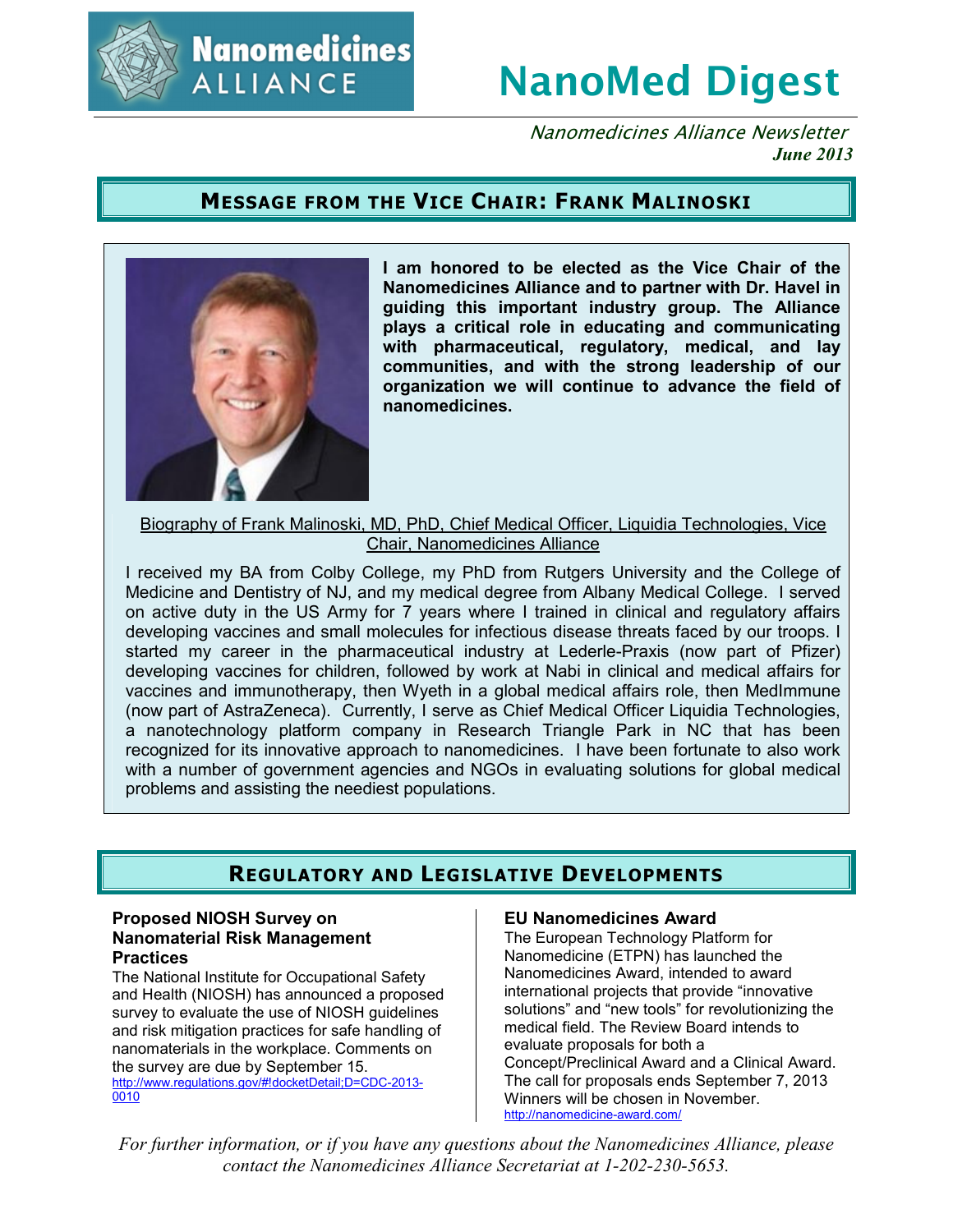# NanoMed Digest

*Nanomedicines Alliance Newsletter*
***June 2013***

## Message from the Vice Chair: Frank Malinoski

**I am honored to be elected as the Vice Chair of the Nanomedicines Alliance and to partner with Dr. Havel in guiding this important industry group. The Alliance plays a critical role in educating and communicating with pharmaceutical, regulatory, medical, and lay communities, and with the strong leadership of our organization we will continue to advance the field of nanomedicines.**

Biography of Frank Malinoski, MD, PhD, Chief Medical Officer, Liquidia Technologies, Vice Chair, Nanomedicines Alliance

I received my BA from Colby College, my PhD from Rutgers University and the College of Medicine and Dentistry of NJ, and my medical degree from Albany Medical College. I served on active duty in the US Army for 7 years where I trained in clinical and regulatory affairs developing vaccines and small molecules for infectious disease threats faced by our troops. I started my career in the pharmaceutical industry at Lederle-Praxis (now part of Pfizer) developing vaccines for children, followed by work at Nabi in clinical and medical affairs for vaccines and immunotherapy, then Wyeth in a global medical affairs role, then MedImmune (now part of AstraZeneca). Currently, I serve as Chief Medical Officer Liquidia Technologies, a nanotechnology platform company in Research Triangle Park in NC that has been recognized for its innovative approach to nanomedicines. I have been fortunate to also work with a number of government agencies and NGOs in evaluating solutions for global medical problems and assisting the neediest populations.

## Regulatory and Legislative Developments

### Proposed NIOSH Survey on Nanomaterial Risk Management Practices

The National Institute for Occupational Safety and Health (NIOSH) has announced a proposed survey to evaluate the use of NIOSH guidelines and risk mitigation practices for safe handling of nanomaterials in the workplace. Comments on the survey are due by September 15.
http://www.regulations.gov/#!docketDetail;D=CDC-2013-0010

### EU Nanomedicines Award

The European Technology Platform for Nanomedicine (ETPN) has launched the Nanomedicines Award, intended to award international projects that provide "innovative solutions" and "new tools" for revolutionizing the medical field. The Review Board intends to evaluate proposals for both a Concept/Preclinical Award and a Clinical Award. The call for proposals ends September 7, 2013 Winners will be chosen in November.
http://nanomedicine-award.com/

*For further information, or if you have any questions about the Nanomedicines Alliance, please contact the Nanomedicines Alliance Secretariat at 1-202-230-5653.*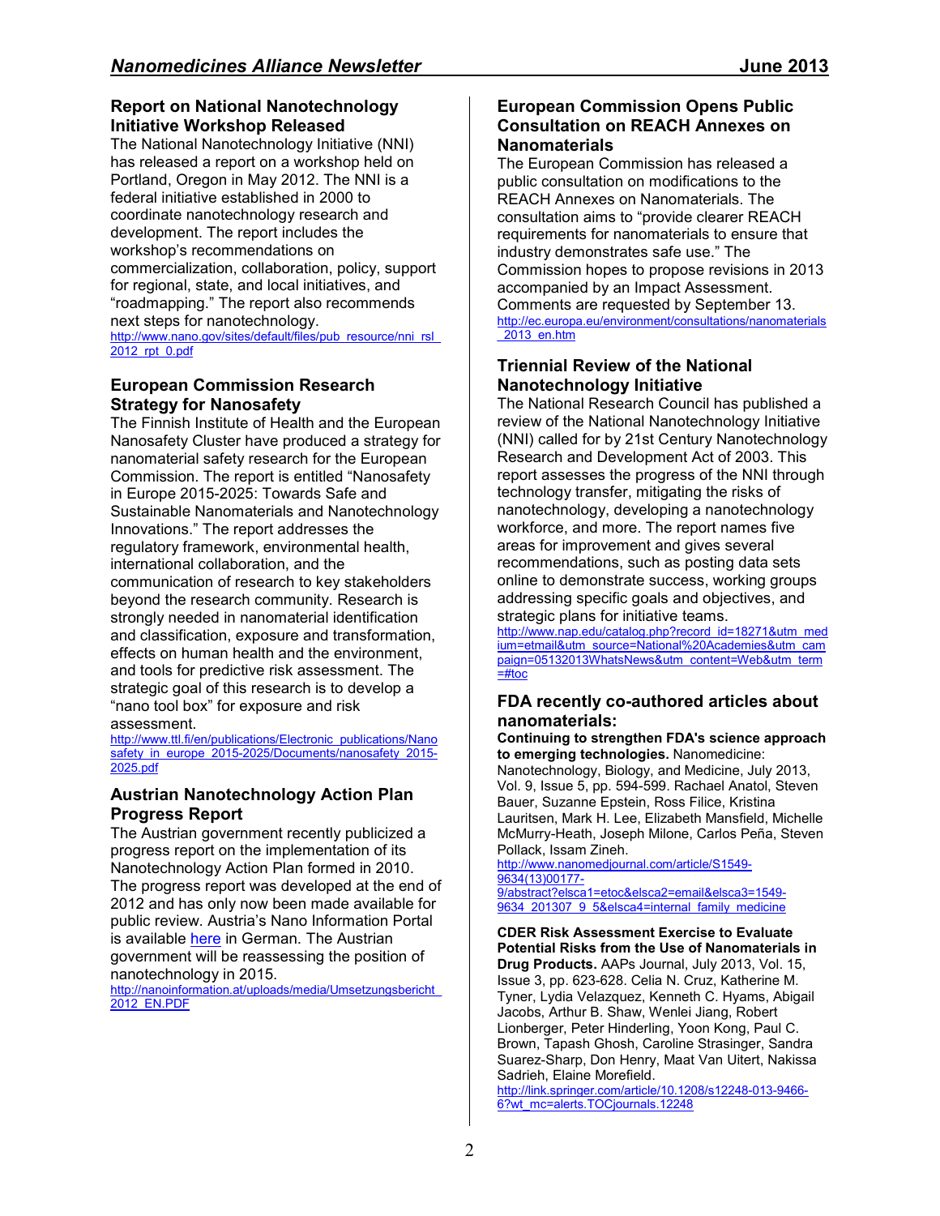## Report on National Nanotechnology Initiative Workshop Released

The National Nanotechnology Initiative (NNI) has released a report on a workshop held on Portland, Oregon in May 2012. The NNI is a federal initiative established in 2000 to coordinate nanotechnology research and development. The report includes the workshop's recommendations on commercialization, collaboration, policy, support for regional, state, and local initiatives, and "roadmapping." The report also recommends next steps for nanotechnology.
http://www.nano.gov/sites/default/files/pub_resource/nni_rsl_2012_rpt_0.pdf

## European Commission Research Strategy for Nanosafety

The Finnish Institute of Health and the European Nanosafety Cluster have produced a strategy for nanomaterial safety research for the European Commission. The report is entitled "Nanosafety in Europe 2015-2025: Towards Safe and Sustainable Nanomaterials and Nanotechnology Innovations." The report addresses the regulatory framework, environmental health, international collaboration, and the communication of research to key stakeholders beyond the research community. Research is strongly needed in nanomaterial identification and classification, exposure and transformation, effects on human health and the environment, and tools for predictive risk assessment. The strategic goal of this research is to develop a "nano tool box" for exposure and risk assessment.
http://www.ttl.fi/en/publications/Electronic_publications/Nanosafety_in_europe_2015-2025/Documents/nanosafety_2015-2025.pdf

## Austrian Nanotechnology Action Plan Progress Report

The Austrian government recently publicized a progress report on the implementation of its Nanotechnology Action Plan formed in 2010. The progress report was developed at the end of 2012 and has only now been made available for public review. Austria's Nano Information Portal is available here in German. The Austrian government will be reassessing the position of nanotechnology in 2015.
http://nanoinformation.at/uploads/media/Umsetzungsbericht_2012_EN.PDF

## European Commission Opens Public Consultation on REACH Annexes on Nanomaterials

The European Commission has released a public consultation on modifications to the REACH Annexes on Nanomaterials. The consultation aims to "provide clearer REACH requirements for nanomaterials to ensure that industry demonstrates safe use." The Commission hopes to propose revisions in 2013 accompanied by an Impact Assessment. Comments are requested by September 13.
http://ec.europa.eu/environment/consultations/nanomaterials_2013_en.htm

## Triennial Review of the National Nanotechnology Initiative

The National Research Council has published a review of the National Nanotechnology Initiative (NNI) called for by 21st Century Nanotechnology Research and Development Act of 2003. This report assesses the progress of the NNI through technology transfer, mitigating the risks of nanotechnology, developing a nanotechnology workforce, and more. The report names five areas for improvement and gives several recommendations, such as posting data sets online to demonstrate success, working groups addressing specific goals and objectives, and strategic plans for initiative teams.
http://www.nap.edu/catalog.php?record_id=18271&utm_medium=etmail&utm_source=National%20Academies&utm_campaign=05132013WhatsNews&utm_content=Web&utm_term=#toc

## FDA recently co-authored articles about nanomaterials:

**Continuing to strengthen FDA's science approach to emerging technologies.** Nanomedicine: Nanotechnology, Biology, and Medicine, July 2013, Vol. 9, Issue 5, pp. 594-599. Rachael Anatol, Steven Bauer, Suzanne Epstein, Ross Filice, Kristina Lauritsen, Mark H. Lee, Elizabeth Mansfield, Michelle McMurry-Heath, Joseph Milone, Carlos Peña, Steven Pollack, Issam Zineh.
http://www.nanomedjournal.com/article/S1549-9634(13)00177-9/abstract?elsca1=etoc&elsca2=email&elsca3=1549-9634_201307_9_5&elsca4=internal_family_medicine

**CDER Risk Assessment Exercise to Evaluate Potential Risks from the Use of Nanomaterials in Drug Products.** AAPs Journal, July 2013, Vol. 15, Issue 3, pp. 623-628. Celia N. Cruz, Katherine M. Tyner, Lydia Velazquez, Kenneth C. Hyams, Abigail Jacobs, Arthur B. Shaw, Wenlei Jiang, Robert Lionberger, Peter Hinderling, Yoon Kong, Paul C. Brown, Tapash Ghosh, Caroline Strasinger, Sandra Suarez-Sharp, Don Henry, Maat Van Uitert, Nakissa Sadrieh, Elaine Morefield.
http://link.springer.com/article/10.1208/s12248-013-9466-6?wt_mc=alerts.TOCjournals.12248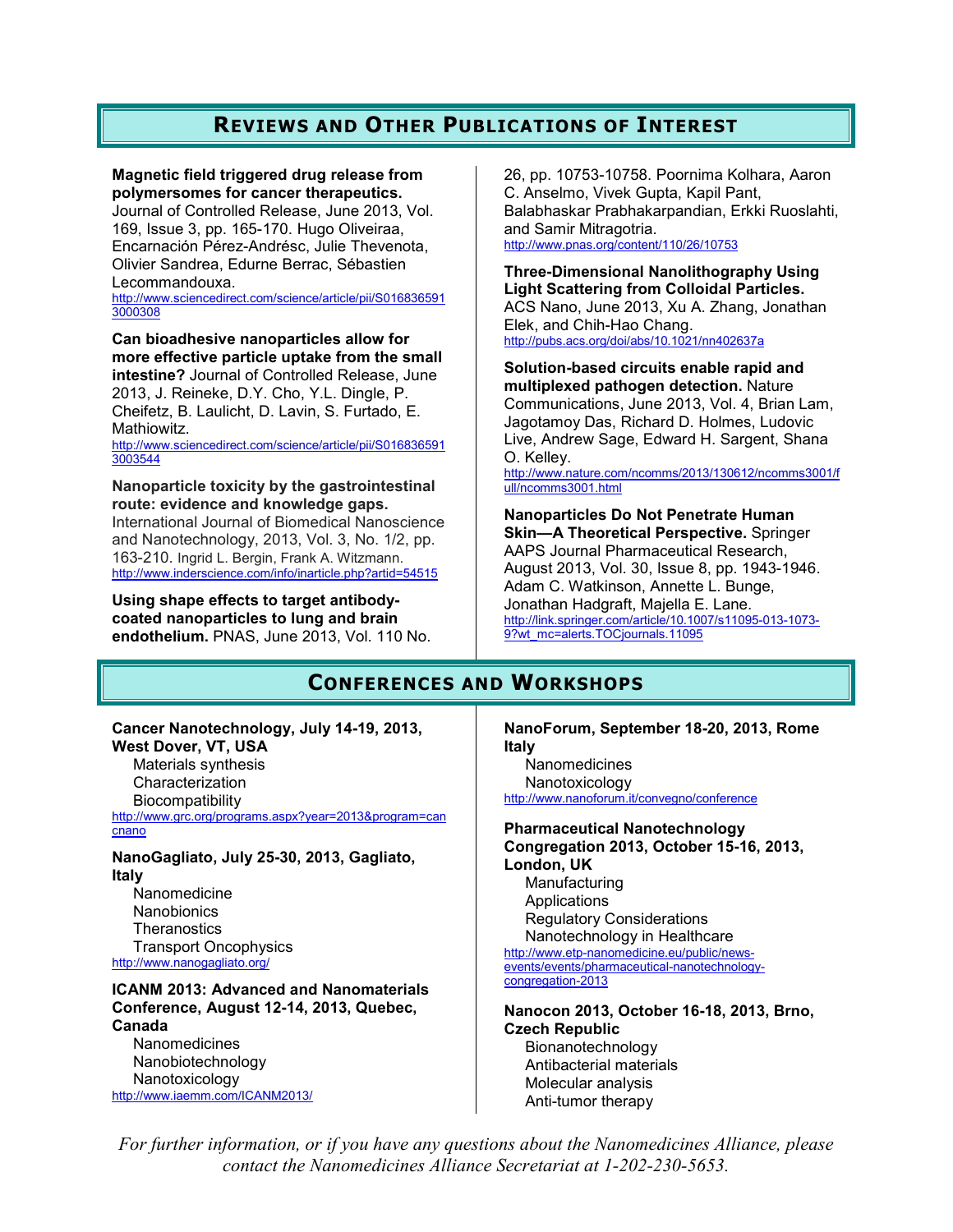## Reviews and Other Publications of Interest

**Magnetic field triggered drug release from polymersomes for cancer therapeutics.** Journal of Controlled Release, June 2013, Vol. 169, Issue 3, pp. 165-170. Hugo Oliveiraa, Encarnación Pérez-Andrésc, Julie Thevenota, Olivier Sandrea, Edurne Berrac, Sébastien Lecommandouxa.
http://www.sciencedirect.com/science/article/pii/S0168365913000308

**Can bioadhesive nanoparticles allow for more effective particle uptake from the small intestine?** Journal of Controlled Release, June 2013, J. Reineke, D.Y. Cho, Y.L. Dingle, P. Cheifetz, B. Laulicht, D. Lavin, S. Furtado, E. Mathiowitz.
http://www.sciencedirect.com/science/article/pii/S0168365913003544

**Nanoparticle toxicity by the gastrointestinal route: evidence and knowledge gaps.** International Journal of Biomedical Nanoscience and Nanotechnology, 2013, Vol. 3, No. 1/2, pp. 163-210. Ingrid L. Bergin, Frank A. Witzmann.
http://www.inderscience.com/info/inarticle.php?artid=54515

**Using shape effects to target antibody-coated nanoparticles to lung and brain endothelium.** PNAS, June 2013, Vol. 110 No. 26, pp. 10753-10758. Poornima Kolhara, Aaron C. Anselmo, Vivek Gupta, Kapil Pant, Balabhaskar Prabhakarpandian, Erkki Ruoslahti, and Samir Mitragotria.
http://www.pnas.org/content/110/26/10753

**Three-Dimensional Nanolithography Using Light Scattering from Colloidal Particles.** ACS Nano, June 2013, Xu A. Zhang, Jonathan Elek, and Chih-Hao Chang.
http://pubs.acs.org/doi/abs/10.1021/nn402637a

**Solution-based circuits enable rapid and multiplexed pathogen detection.** Nature Communications, June 2013, Vol. 4, Brian Lam, Jagotamoy Das, Richard D. Holmes, Ludovic Live, Andrew Sage, Edward H. Sargent, Shana O. Kelley.
http://www.nature.com/ncomms/2013/130612/ncomms3001/full/ncomms3001.html

**Nanoparticles Do Not Penetrate Human Skin—A Theoretical Perspective.** Springer AAPS Journal Pharmaceutical Research, August 2013, Vol. 30, Issue 8, pp. 1943-1946. Adam C. Watkinson, Annette L. Bunge, Jonathan Hadgraft, Majella E. Lane.
http://link.springer.com/article/10.1007/s11095-013-1073-9?wt_mc=alerts.TOCjournals.11095

## Conferences and Workshops

**Cancer Nanotechnology, July 14-19, 2013, West Dover, VT, USA**
- Materials synthesis
- Characterization
- Biocompatibility

http://www.grc.org/programs.aspx?year=2013&program=cancnano

**NanoGagliato, July 25-30, 2013, Gagliato, Italy**
- Nanomedicine
- Nanobionics
- Theranostics
- Transport Oncophysics

http://www.nanogagliato.org/

**ICANM 2013: Advanced and Nanomaterials Conference, August 12-14, 2013, Quebec, Canada**
- Nanomedicines
- Nanobiotechnology
- Nanotoxicology

http://www.iaemm.com/ICANM2013/

**NanoForum, September 18-20, 2013, Rome Italy**
- Nanomedicines
- Nanotoxicology

http://www.nanoforum.it/convegno/conference

**Pharmaceutical Nanotechnology Congregation 2013, October 15-16, 2013, London, UK**
- Manufacturing
- Applications
- Regulatory Considerations
- Nanotechnology in Healthcare

http://www.etp-nanomedicine.eu/public/news-events/events/pharmaceutical-nanotechnology-congregation-2013

**Nanocon 2013, October 16-18, 2013, Brno, Czech Republic**
- Bionanotechnology
- Antibacterial materials
- Molecular analysis
- Anti-tumor therapy

*For further information, or if you have any questions about the Nanomedicines Alliance, please contact the Nanomedicines Alliance Secretariat at 1-202-230-5653.*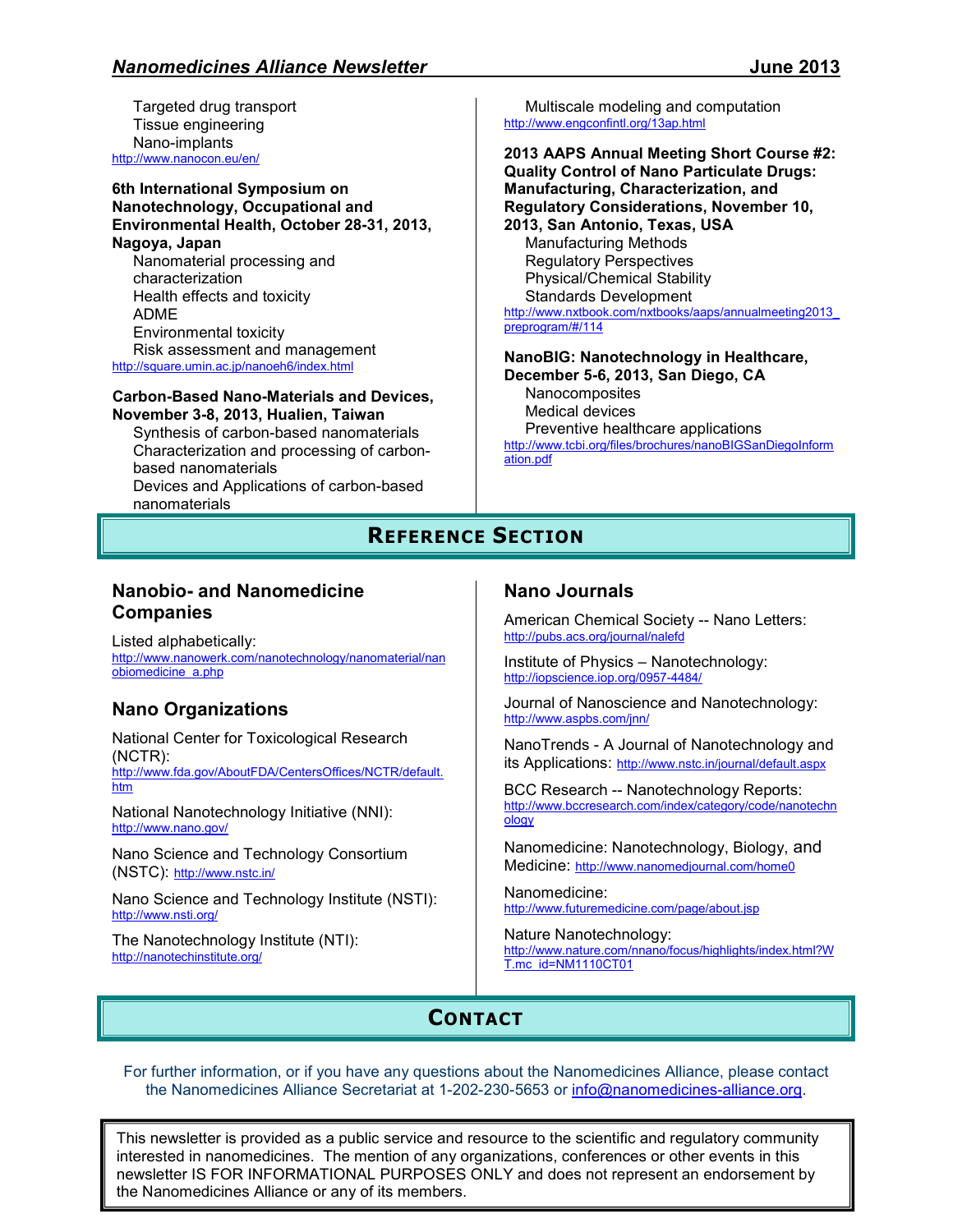Targeted drug transport
Tissue engineering
Nano-implants
http://www.nanocon.eu/en/

**6th International Symposium on Nanotechnology, Occupational and Environmental Health, October 28-31, 2013, Nagoya, Japan**
Nanomaterial processing and characterization
Health effects and toxicity
ADME
Environmental toxicity
Risk assessment and management
http://square.umin.ac.jp/nanoeh6/index.html

**Carbon-Based Nano-Materials and Devices, November 3-8, 2013, Hualien, Taiwan**
Synthesis of carbon-based nanomaterials
Characterization and processing of carbon-based nanomaterials
Devices and Applications of carbon-based nanomaterials
Multiscale modeling and computation
http://www.engconfintl.org/13ap.html

**2013 AAPS Annual Meeting Short Course #2: Quality Control of Nano Particulate Drugs: Manufacturing, Characterization, and Regulatory Considerations, November 10, 2013, San Antonio, Texas, USA**
Manufacturing Methods
Regulatory Perspectives
Physical/Chemical Stability
Standards Development
http://www.nxtbook.com/nxtbooks/aaps/annualmeeting2013_preprogram/#/114

**NanoBIG: Nanotechnology in Healthcare, December 5-6, 2013, San Diego, CA**
Nanocomposites
Medical devices
Preventive healthcare applications
http://www.tcbi.org/files/brochures/nanoBIGSanDiegoInformation.pdf

# Reference Section

## Nanobio- and Nanomedicine Companies

Listed alphabetically:
http://www.nanowerk.com/nanotechnology/nanomaterial/nanobiomedicine_a.php

## Nano Organizations

National Center for Toxicological Research (NCTR):
http://www.fda.gov/AboutFDA/CentersOffices/NCTR/default.htm

National Nanotechnology Initiative (NNI):
http://www.nano.gov/

Nano Science and Technology Consortium (NSTC): http://www.nstc.in/

Nano Science and Technology Institute (NSTI):
http://www.nsti.org/

The Nanotechnology Institute (NTI):
http://nanotechinstitute.org/

## Nano Journals

American Chemical Society -- Nano Letters:
http://pubs.acs.org/journal/nalefd

Institute of Physics – Nanotechnology:
http://iopscience.iop.org/0957-4484/

Journal of Nanoscience and Nanotechnology:
http://www.aspbs.com/jnn/

NanoTrends - A Journal of Nanotechnology and its Applications: http://www.nstc.in/journal/default.aspx

BCC Research -- Nanotechnology Reports:
http://www.bccresearch.com/index/category/code/nanotechnology

Nanomedicine: Nanotechnology, Biology, and Medicine: http://www.nanomedjournal.com/home0

Nanomedicine:
http://www.futuremedicine.com/page/about.jsp

Nature Nanotechnology:
http://www.nature.com/nnano/focus/highlights/index.html?WT.mc_id=NM1110CT01

# Contact

For further information, or if you have any questions about the Nanomedicines Alliance, please contact the Nanomedicines Alliance Secretariat at 1-202-230-5653 or info@nanomedicines-alliance.org.

This newsletter is provided as a public service and resource to the scientific and regulatory community interested in nanomedicines. The mention of any organizations, conferences or other events in this newsletter IS FOR INFORMATIONAL PURPOSES ONLY and does not represent an endorsement by the Nanomedicines Alliance or any of its members.